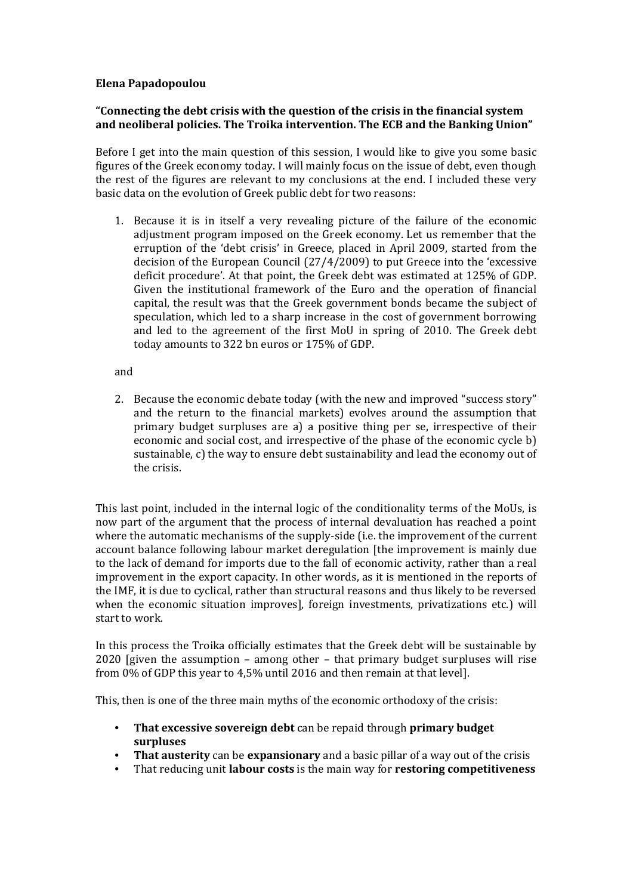**Elena Papadopoulou**

**"Connecting the debt crisis with the question of the crisis in the financial system and neoliberal policies. The Troika intervention. The ECB and the Banking Union"**

Before I get into the main question of this session, I would like to give you some basic figures of the Greek economy today. I will mainly focus on the issue of debt, even though the rest of the figures are relevant to my conclusions at the end. I included these very basic data on the evolution of Greek public debt for two reasons:

1. Because it is in itself a very revealing picture of the failure of the economic adjustment program imposed on the Greek economy. Let us remember that the erruption of the 'debt crisis' in Greece, placed in April 2009, started from the decision of the European Council (27/4/2009) to put Greece into the 'excessive deficit procedure'. At that point, the Greek debt was estimated at 125% of GDP. Given the institutional framework of the Euro and the operation of financial capital, the result was that the Greek government bonds became the subject of speculation, which led to a sharp increase in the cost of government borrowing and led to the agreement of the first MoU in spring of 2010. The Greek debt today amounts to 322 bn euros or 175% of GDP.

   and

2. Because the economic debate today (with the new and improved "success story" and the return to the financial markets) evolves around the assumption that primary budget surpluses are a) a positive thing per se, irrespective of their economic and social cost, and irrespective of the phase of the economic cycle b) sustainable, c) the way to ensure debt sustainability and lead the economy out of the crisis.

This last point, included in the internal logic of the conditionality terms of the MoUs, is now part of the argument that the process of internal devaluation has reached a point where the automatic mechanisms of the supply-side (i.e. the improvement of the current account balance following labour market deregulation [the improvement is mainly due to the lack of demand for imports due to the fall of economic activity, rather than a real improvement in the export capacity. In other words, as it is mentioned in the reports of the IMF, it is due to cyclical, rather than structural reasons and thus likely to be reversed when the economic situation improves], foreign investments, privatizations etc.) will start to work.

In this process the Troika officially estimates that the Greek debt will be sustainable by 2020 [given the assumption – among other – that primary budget surpluses will rise from 0% of GDP this year to 4,5% until 2016 and then remain at that level].

This, then is one of the three main myths of the economic orthodoxy of the crisis:

- **That excessive sovereign debt** can be repaid through **primary budget surpluses**
- **That austerity** can be **expansionary** and a basic pillar of a way out of the crisis
- That reducing unit **labour costs** is the main way for **restoring competitiveness**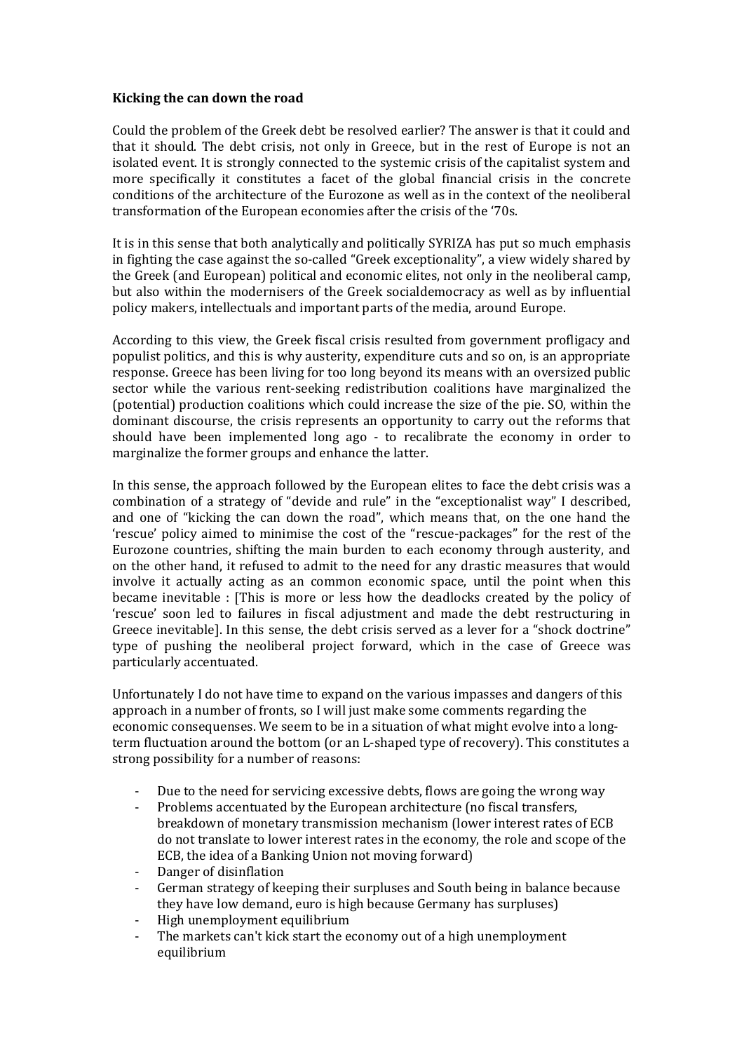**Kicking the can down the road**

Could the problem of the Greek debt be resolved earlier? The answer is that it could and that it should. The debt crisis, not only in Greece, but in the rest of Europe is not an isolated event. It is strongly connected to the systemic crisis of the capitalist system and more specifically it constitutes a facet of the global financial crisis in the concrete conditions of the architecture of the Eurozone as well as in the context of the neoliberal transformation of the European economies after the crisis of the '70s.

It is in this sense that both analytically and politically SYRIZA has put so much emphasis in fighting the case against the so-called "Greek exceptionality", a view widely shared by the Greek (and European) political and economic elites, not only in the neoliberal camp, but also within the modernisers of the Greek socialdemocracy as well as by influential policy makers, intellectuals and important parts of the media, around Europe.

According to this view, the Greek fiscal crisis resulted from government profligacy and populist politics, and this is why austerity, expenditure cuts and so on, is an appropriate response. Greece has been living for too long beyond its means with an oversized public sector while the various rent-seeking redistribution coalitions have marginalized the (potential) production coalitions which could increase the size of the pie. SO, within the dominant discourse, the crisis represents an opportunity to carry out the reforms that should have been implemented long ago - to recalibrate the economy in order to marginalize the former groups and enhance the latter.

In this sense, the approach followed by the European elites to face the debt crisis was a combination of a strategy of "devide and rule" in the "exceptionalist way" I described, and one of "kicking the can down the road", which means that, on the one hand the 'rescue' policy aimed to minimise the cost of the "rescue-packages" for the rest of the Eurozone countries, shifting the main burden to each economy through austerity, and on the other hand, it refused to admit to the need for any drastic measures that would involve it actually acting as an common economic space, until the point when this became inevitable : [This is more or less how the deadlocks created by the policy of 'rescue' soon led to failures in fiscal adjustment and made the debt restructuring in Greece inevitable]. In this sense, the debt crisis served as a lever for a "shock doctrine" type of pushing the neoliberal project forward, which in the case of Greece was particularly accentuated.

Unfortunately I do not have time to expand on the various impasses and dangers of this approach in a number of fronts, so I will just make some comments regarding the economic consequenses. We seem to be in a situation of what might evolve into a long-term fluctuation around the bottom (or an L-shaped type of recovery). This constitutes a strong possibility for a number of reasons:

- Due to the need for servicing excessive debts, flows are going the wrong way
- Problems accentuated by the European architecture (no fiscal transfers, breakdown of monetary transmission mechanism (lower interest rates of ECB do not translate to lower interest rates in the economy, the role and scope of the ECB, the idea of a Banking Union not moving forward)
- Danger of disinflation
- German strategy of keeping their surpluses and South being in balance because they have low demand, euro is high because Germany has surpluses)
- High unemployment equilibrium
- The markets can't kick start the economy out of a high unemployment equilibrium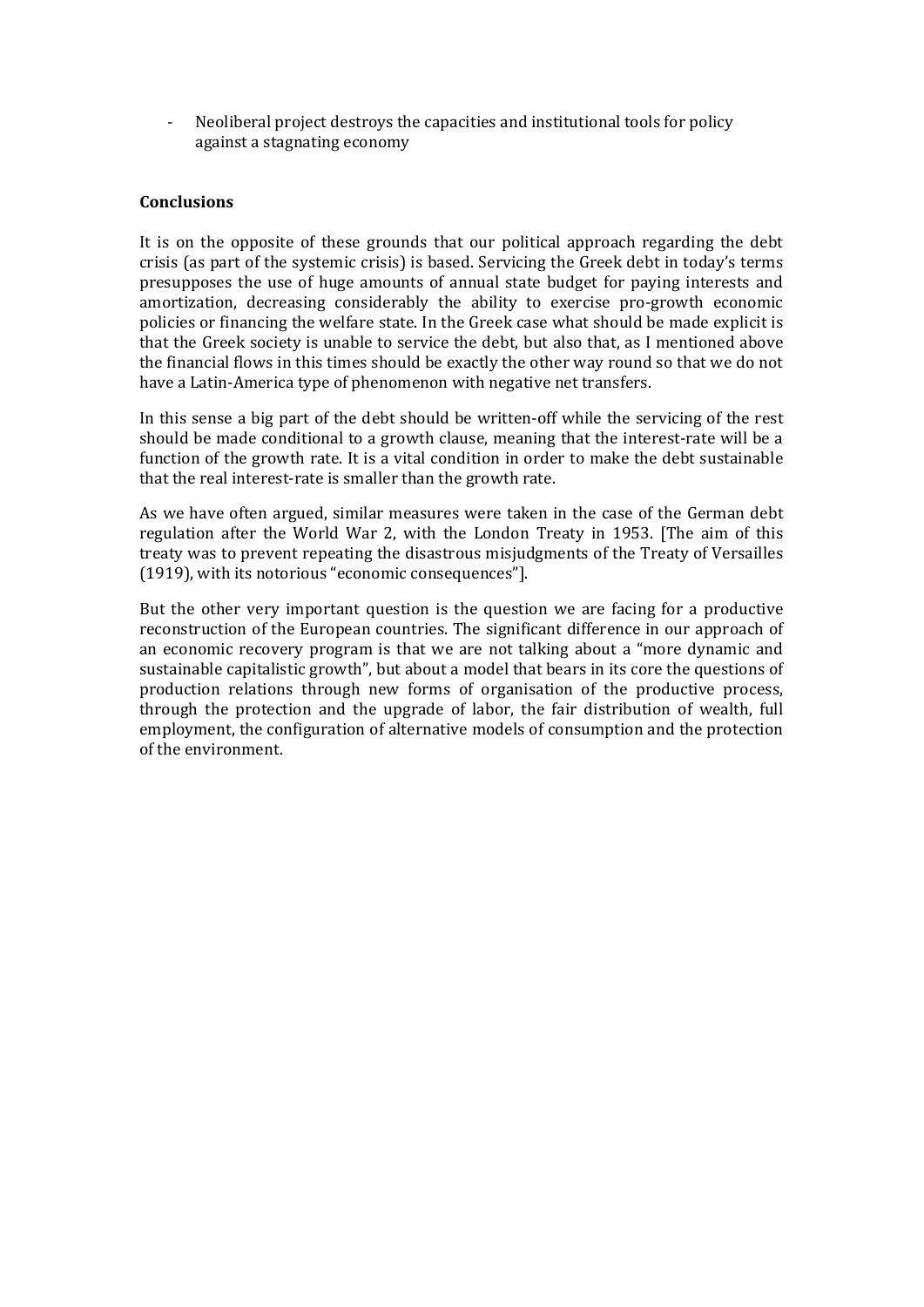- Neoliberal project destroys the capacities and institutional tools for policy against a stagnating economy

**Conclusions**

It is on the opposite of these grounds that our political approach regarding the debt crisis (as part of the systemic crisis) is based. Servicing the Greek debt in today's terms presupposes the use of huge amounts of annual state budget for paying interests and amortization, decreasing considerably the ability to exercise pro-growth economic policies or financing the welfare state. In the Greek case what should be made explicit is that the Greek society is unable to service the debt, but also that, as I mentioned above the financial flows in this times should be exactly the other way round so that we do not have a Latin-America type of phenomenon with negative net transfers.

In this sense a big part of the debt should be written-off while the servicing of the rest should be made conditional to a growth clause, meaning that the interest-rate will be a function of the growth rate. It is a vital condition in order to make the debt sustainable that the real interest-rate is smaller than the growth rate.

As we have often argued, similar measures were taken in the case of the German debt regulation after the World War 2, with the London Treaty in 1953. [The aim of this treaty was to prevent repeating the disastrous misjudgments of the Treaty of Versailles (1919), with its notorious "economic consequences"].

But the other very important question is the question we are facing for a productive reconstruction of the European countries. The significant difference in our approach of an economic recovery program is that we are not talking about a "more dynamic and sustainable capitalistic growth", but about a model that bears in its core the questions of production relations through new forms of organisation of the productive process, through the protection and the upgrade of labor, the fair distribution of wealth, full employment, the configuration of alternative models of consumption and the protection of the environment.